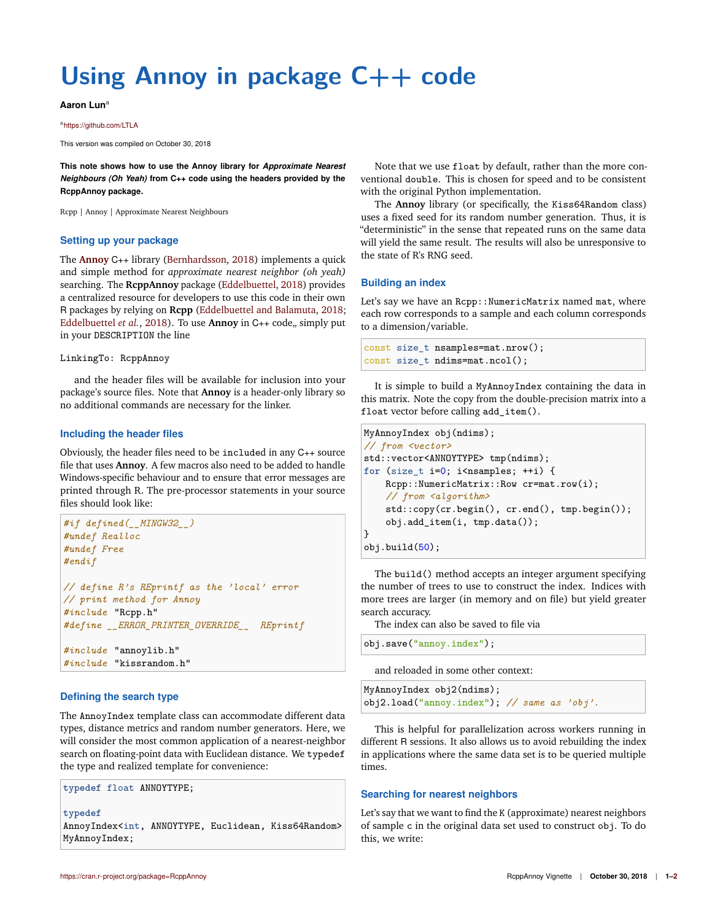# Using Annoy in package C++ code

**Aaron Lun**[a]

[a] https://github.com/LTLA

This version was compiled on October 30, 2018

**This note shows how to use the Annoy library for *Approximate Nearest Neighbours (Oh Yeah)* from C++ code using the headers provided by the RcppAnnoy package.**

Rcpp | Annoy | Approximate Nearest Neighbours

### Setting up your package

The **Annoy** C++ library (Bernhardsson, 2018) implements a quick and simple method for *approximate nearest neighbor (oh yeah)* searching. The **RcppAnnoy** package (Eddelbuettel, 2018) provides a centralized resource for developers to use this code in their own R packages by relying on **Rcpp** (Eddelbuettel and Balamuta, 2018; Eddelbuettel *et al.*, 2018). To use **Annoy** in C++ code,, simply put in your DESCRIPTION the line

```
LinkingTo: RcppAnnoy
```

and the header files will be available for inclusion into your package's source files. Note that **Annoy** is a header-only library so no additional commands are necessary for the linker.

### Including the header files

Obviously, the header files need to be included in any C++ source file that uses **Annoy**. A few macros also need to be added to handle Windows-specific behaviour and to ensure that error messages are printed through R. The pre-processor statements in your source files should look like:

```
#if defined(__MINGW32__)
#undef Realloc
#undef Free
#endif

// define R's REprintf as the 'local' error
// print method for Annoy
#include "Rcpp.h"
#define __ERROR_PRINTER_OVERRIDE__  REprintf

#include "annoylib.h"
#include "kissrandom.h"
```

### Defining the search type

The AnnoyIndex template class can accommodate different data types, distance metrics and random number generators. Here, we will consider the most common application of a nearest-neighbor search on floating-point data with Euclidean distance. We typedef the type and realized template for convenience:

```
typedef float ANNOYTYPE;

typedef
AnnoyIndex<int, ANNOYTYPE, Euclidean, Kiss64Random>
MyAnnoyIndex;
```

Note that we use float by default, rather than the more conventional double. This is chosen for speed and to be consistent with the original Python implementation.

The **Annoy** library (or specifically, the Kiss64Random class) uses a fixed seed for its random number generation. Thus, it is "deterministic" in the sense that repeated runs on the same data will yield the same result. The results will also be unresponsive to the state of R's RNG seed.

### Building an index

Let's say we have an Rcpp::NumericMatrix named mat, where each row corresponds to a sample and each column corresponds to a dimension/variable.

```
const size_t nsamples=mat.nrow();
const size_t ndims=mat.ncol();
```

It is simple to build a MyAnnoyIndex containing the data in this matrix. Note the copy from the double-precision matrix into a float vector before calling add_item().

```
MyAnnoyIndex obj(ndims);
// from <vector>
std::vector<ANNOYTYPE> tmp(ndims);
for (size_t i=0; i<nsamples; ++i) {
    Rcpp::NumericMatrix::Row cr=mat.row(i);
    // from <algorithm>
    std::copy(cr.begin(), cr.end(), tmp.begin());
    obj.add_item(i, tmp.data());
}
obj.build(50);
```

The build() method accepts an integer argument specifying the number of trees to use to construct the index. Indices with more trees are larger (in memory and on file) but yield greater search accuracy.

The index can also be saved to file via

```
obj.save("annoy.index");
```

and reloaded in some other context:

```
MyAnnoyIndex obj2(ndims);
obj2.load("annoy.index"); // same as 'obj'.
```

This is helpful for parallelization across workers running in different R sessions. It also allows us to avoid rebuilding the index in applications where the same data set is to be queried multiple times.

### Searching for nearest neighbors

Let's say that we want to find the K (approximate) nearest neighbors of sample c in the original data set used to construct obj. To do this, we write: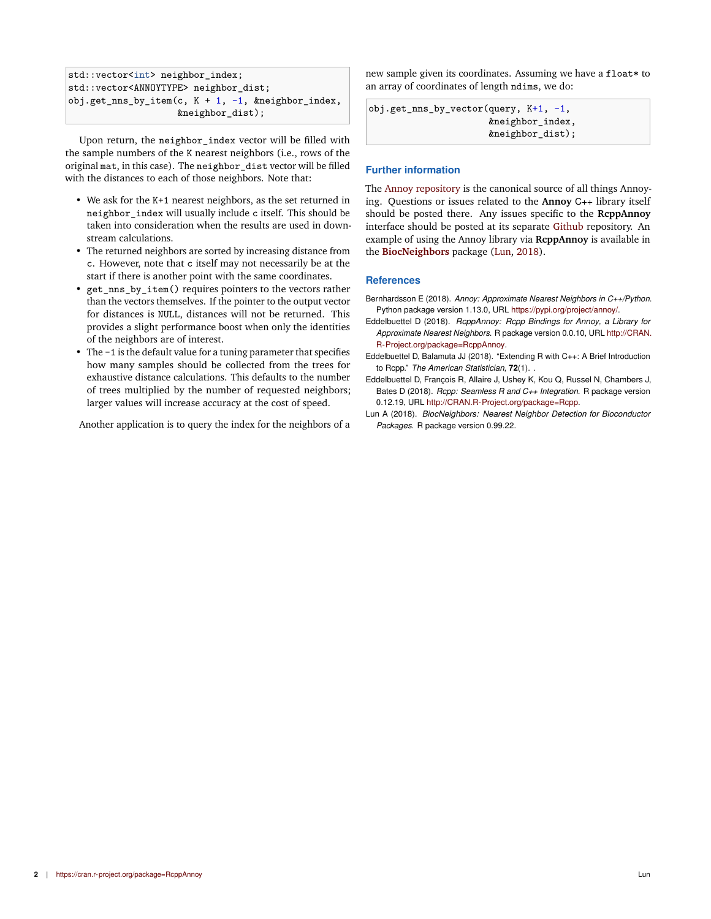```
std::vector<int> neighbor_index;
std::vector<ANNOYTYPE> neighbor_dist;
obj.get_nns_by_item(c, K + 1, -1, &neighbor_index,
                    &neighbor_dist);
```

Upon return, the `neighbor_index` vector will be filled with the sample numbers of the `K` nearest neighbors (i.e., rows of the original `mat`, in this case). The `neighbor_dist` vector will be filled with the distances to each of those neighbors. Note that:

- We ask for the `K+1` nearest neighbors, as the set returned in `neighbor_index` will usually include `c` itself. This should be taken into consideration when the results are used in downstream calculations.
- The returned neighbors are sorted by increasing distance from `c`. However, note that `c` itself may not necessarily be at the start if there is another point with the same coordinates.
- `get_nns_by_item()` requires pointers to the vectors rather than the vectors themselves. If the pointer to the output vector for distances is `NULL`, distances will not be returned. This provides a slight performance boost when only the identities of the neighbors are of interest.
- The `-1` is the default value for a tuning parameter that specifies how many samples should be collected from the trees for exhaustive distance calculations. This defaults to the number of trees multiplied by the number of requested neighbors; larger values will increase accuracy at the cost of speed.

Another application is to query the index for the neighbors of a new sample given its coordinates. Assuming we have a `float*` to an array of coordinates of length `ndims`, we do:

```
obj.get_nns_by_vector(query, K+1, -1,
                      &neighbor_index,
                      &neighbor_dist);
```

## Further information

The Annoy repository is the canonical source of all things Annoying. Questions or issues related to the **Annoy** C++ library itself should be posted there. Any issues specific to the **RcppAnnoy** interface should be posted at its separate Github repository. An example of using the Annoy library via **RcppAnnoy** is available in the **BiocNeighbors** package (Lun, 2018).

## References

Bernhardsson E (2018). *Annoy: Approximate Nearest Neighbors in C++/Python*. Python package version 1.13.0, URL https://pypi.org/project/annoy/.

Eddelbuettel D (2018). *RcppAnnoy: Rcpp Bindings for Annoy, a Library for Approximate Nearest Neighbors*. R package version 0.0.10, URL http://CRAN.R-Project.org/package=RcppAnnoy.

Eddelbuettel D, Balamuta JJ (2018). "Extending R with C++: A Brief Introduction to Rcpp." *The American Statistician*, **72**(1). .

Eddelbuettel D, François R, Allaire J, Ushey K, Kou Q, Russel N, Chambers J, Bates D (2018). *Rcpp: Seamless R and C++ Integration*. R package version 0.12.19, URL http://CRAN.R-Project.org/package=Rcpp.

Lun A (2018). *BiocNeighbors: Nearest Neighbor Detection for Bioconductor Packages*. R package version 0.99.22.